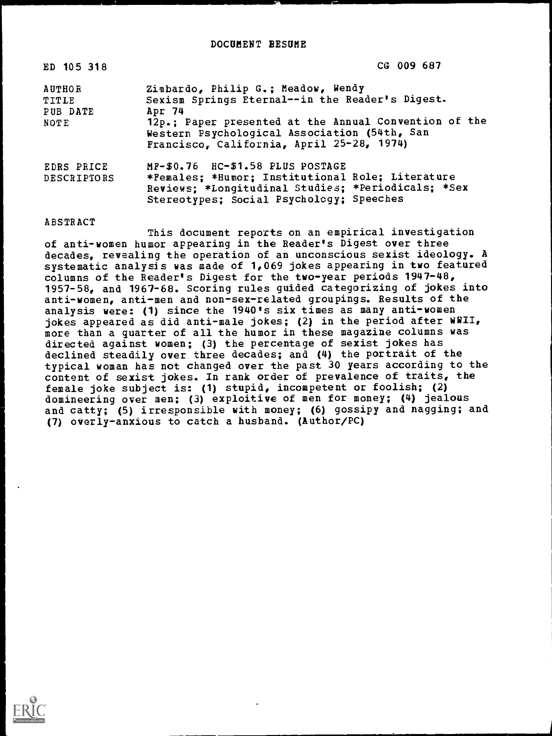# DOCUMENT RESUME

| | |
|---|---|
| ED 105 318 | CG 009 687 |
| AUTHOR | Zimbardo, Philip G.; Meadow, Wendy |
| TITLE | Sexism Springs Eternal--in the Reader's Digest. |
| PUB DATE | Apr 74 |
| NOTE | 12p.; Paper presented at the Annual Convention of the Western Psychological Association (54th, San Francisco, California, April 25-28, 1974) |
| EDRS PRICE | MF-$0.76 HC-$1.58 PLUS POSTAGE |
| DESCRIPTORS | *Females; *Humor; Institutional Role; Literature Reviews; *Longitudinal Studies; *Periodicals; *Sex Stereotypes; Social Psychology; Speeches |

## ABSTRACT

This document reports on an empirical investigation of anti-women humor appearing in the Reader's Digest over three decades, revealing the operation of an unconscious sexist ideology. A systematic analysis was made of 1,069 jokes appearing in two featured columns of the Reader's Digest for the two-year periods 1947-48, 1957-58, and 1967-68. Scoring rules guided categorizing of jokes into anti-women, anti-men and non-sex-related groupings. Results of the analysis were: (1) since the 1940's six times as many anti-women jokes appeared as did anti-male jokes; (2) in the period after WWII, more than a quarter of all the humor in these magazine columns was directed against women; (3) the percentage of sexist jokes has declined steadily over three decades; and (4) the portrait of the typical woman has not changed over the past 30 years according to the content of sexist jokes. In rank order of prevalence of traits, the female joke subject is: (1) stupid, incompetent or foolish; (2) domineering over men; (3) exploitive of men for money; (4) jealous and catty; (5) irresponsible with money; (6) gossipy and nagging; and (7) overly-anxious to catch a husband. (Author/PC)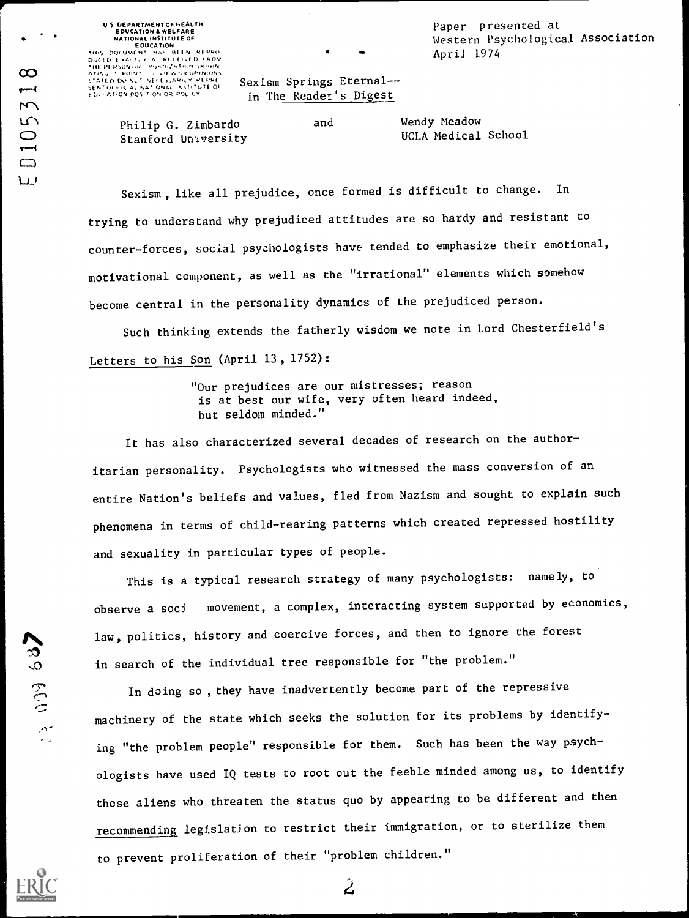U S DEPARTMENT OF HEALTH EDUCATION & WELFARE NATIONAL INSTITUTE OF EDUCATION THIS DOCUMENT HAS BEEN REPRODUCED EXACTLY AS RECEIVED FROM THE PERSON OR ORGANIZATION ORIGINATING IT POINTS OF VIEW OR OPINIONS STATED DO NOT NECESSARILY REPRESENT OFFICIAL NATIONAL INSTITUTE OF EDUCATION POSITION OR POLICY

Paper presented at Western Psychological Association April 1974

# Sexism Springs Eternal-- in *The Reader's Digest*

Philip G. Zimbardo, Stanford University and Wendy Meadow, UCLA Medical School

Sexism, like all prejudice, once formed is difficult to change. In trying to understand why prejudiced attitudes are so hardy and resistant to counter-forces, social psychologists have tended to emphasize their emotional, motivational component, as well as the "irrational" elements which somehow become central in the personality dynamics of the prejudiced person.

Such thinking extends the fatherly wisdom we note in Lord Chesterfield's Letters to his Son (April 13, 1752):

> "Our prejudices are our mistresses; reason is at best our wife, very often heard indeed, but seldom minded."

It has also characterized several decades of research on the authoritarian personality. Psychologists who witnessed the mass conversion of an entire Nation's beliefs and values, fled from Nazism and sought to explain such phenomena in terms of child-rearing patterns which created repressed hostility and sexuality in particular types of people.

This is a typical research strategy of many psychologists: namely, to observe a soci movement, a complex, interacting system supported by economics, law, politics, history and coercive forces, and then to ignore the forest in search of the individual tree responsible for "the problem."

In doing so, they have inadvertently become part of the repressive machinery of the state which seeks the solution for its problems by identifying "the problem people" responsible for them. Such has been the way psychologists have used IQ tests to root out the feeble minded among us, to identify those aliens who threaten the status quo by appearing to be different and then recommending legislation to restrict their immigration, or to sterilize them to prevent proliferation of their "problem children."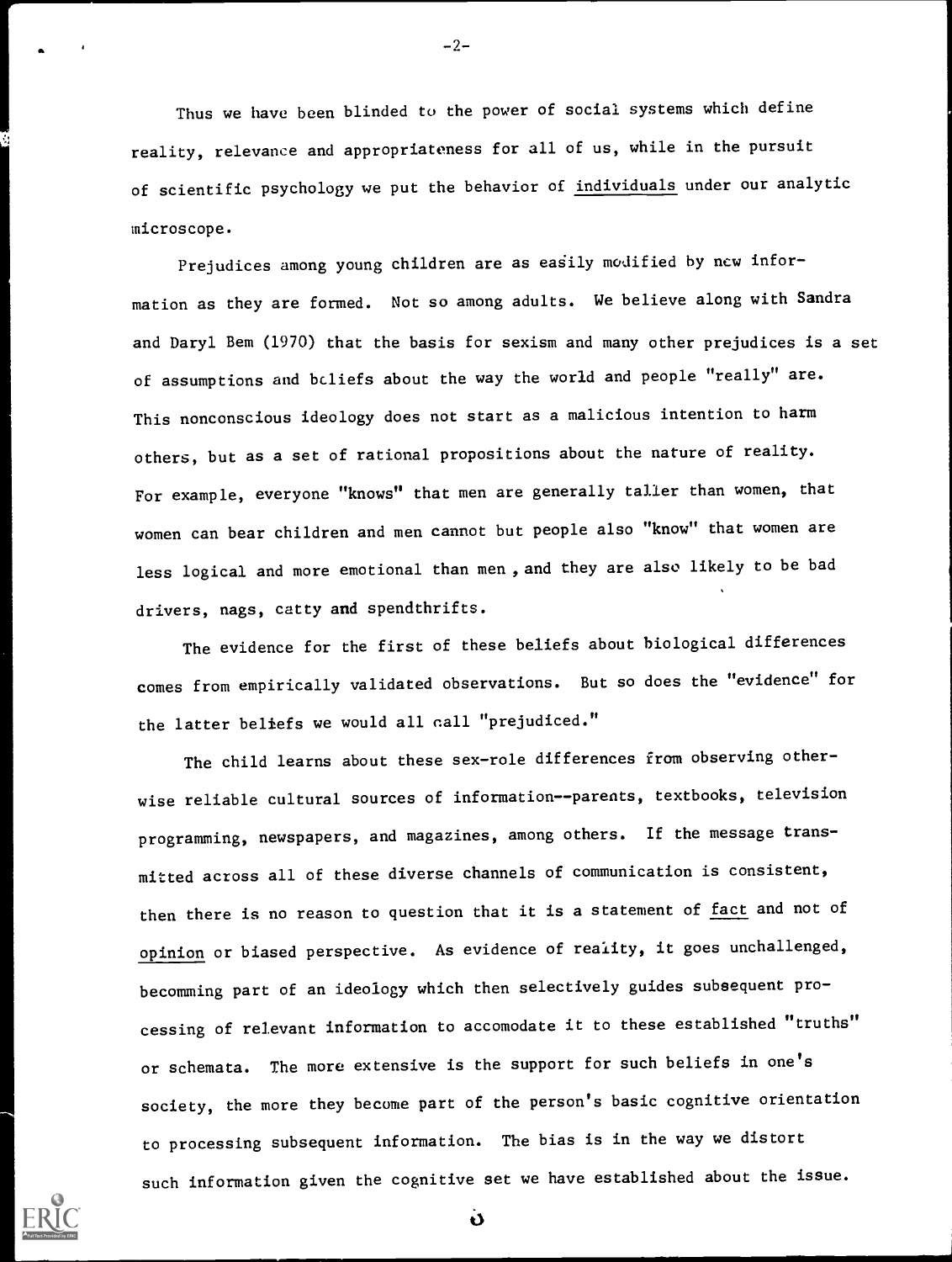Thus we have been blinded to the power of social systems which define reality, relevance and appropriateness for all of us, while in the pursuit of scientific psychology we put the behavior of individuals under our analytic microscope.

Prejudices among young children are as easily modified by new information as they are formed. Not so among adults. We believe along with Sandra and Daryl Bem (1970) that the basis for sexism and many other prejudices is a set of assumptions and beliefs about the way the world and people "really" are. This nonconscious ideology does not start as a malicious intention to harm others, but as a set of rational propositions about the nature of reality. For example, everyone "knows" that men are generally taller than women, that women can bear children and men cannot but people also "know" that women are less logical and more emotional than men , and they are also likely to be bad drivers, nags, catty and spendthrifts.

The evidence for the first of these beliefs about biological differences comes from empirically validated observations. But so does the "evidence" for the latter beliefs we would all call "prejudiced."

The child learns about these sex-role differences from observing otherwise reliable cultural sources of information--parents, textbooks, television programming, newspapers, and magazines, among others. If the message transmitted across all of these diverse channels of communication is consistent, then there is no reason to question that it is a statement of fact and not of opinion or biased perspective. As evidence of reality, it goes unchallenged, becomming part of an ideology which then selectively guides subsequent processing of relevant information to accomodate it to these established "truths" or schemata. The more extensive is the support for such beliefs in one's society, the more they become part of the person's basic cognitive orientation to processing subsequent information. The bias is in the way we distort such information given the cognitive set we have established about the issue.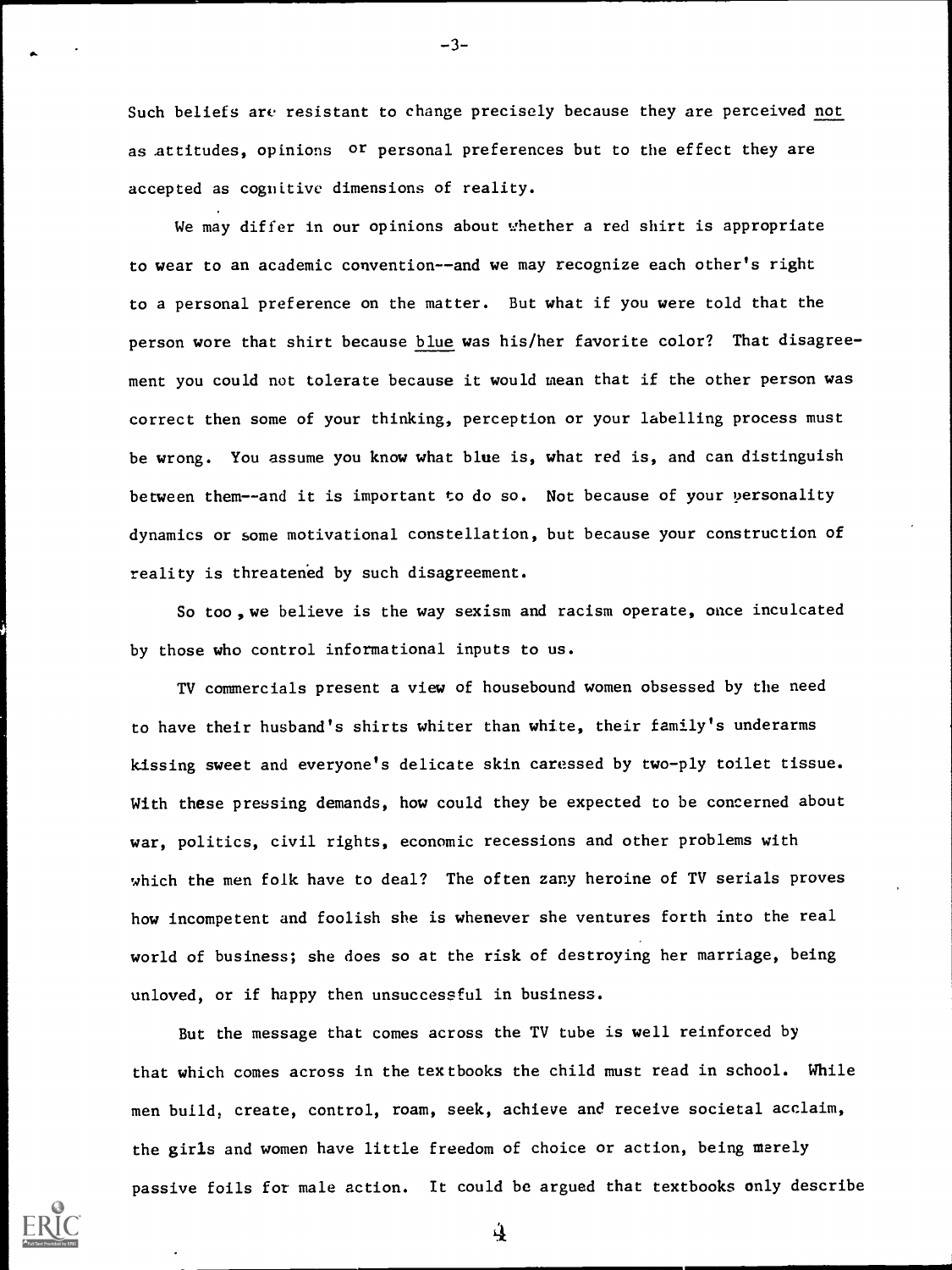Such beliefs are resistant to change precisely because they are perceived not as attitudes, opinions or personal preferences but to the effect they are accepted as cognitive dimensions of reality.

We may differ in our opinions about whether a red shirt is appropriate to wear to an academic convention--and we may recognize each other's right to a personal preference on the matter. But what if you were told that the person wore that shirt because blue was his/her favorite color? That disagreement you could not tolerate because it would mean that if the other person was correct then some of your thinking, perception or your labelling process must be wrong. You assume you know what blue is, what red is, and can distinguish between them--and it is important to do so. Not because of your personality dynamics or some motivational constellation, but because your construction of reality is threatened by such disagreement.

So too, we believe is the way sexism and racism operate, once inculcated by those who control informational inputs to us.

TV commercials present a view of housebound women obsessed by the need to have their husband's shirts whiter than white, their family's underarms kissing sweet and everyone's delicate skin caressed by two-ply toilet tissue. With these pressing demands, how could they be expected to be concerned about war, politics, civil rights, economic recessions and other problems with which the men folk have to deal? The often zany heroine of TV serials proves how incompetent and foolish she is whenever she ventures forth into the real world of business; she does so at the risk of destroying her marriage, being unloved, or if happy then unsuccessful in business.

But the message that comes across the TV tube is well reinforced by that which comes across in the textbooks the child must read in school. While men build, create, control, roam, seek, achieve and receive societal acclaim, the girls and women have little freedom of choice or action, being merely passive foils for male action. It could be argued that textbooks only describe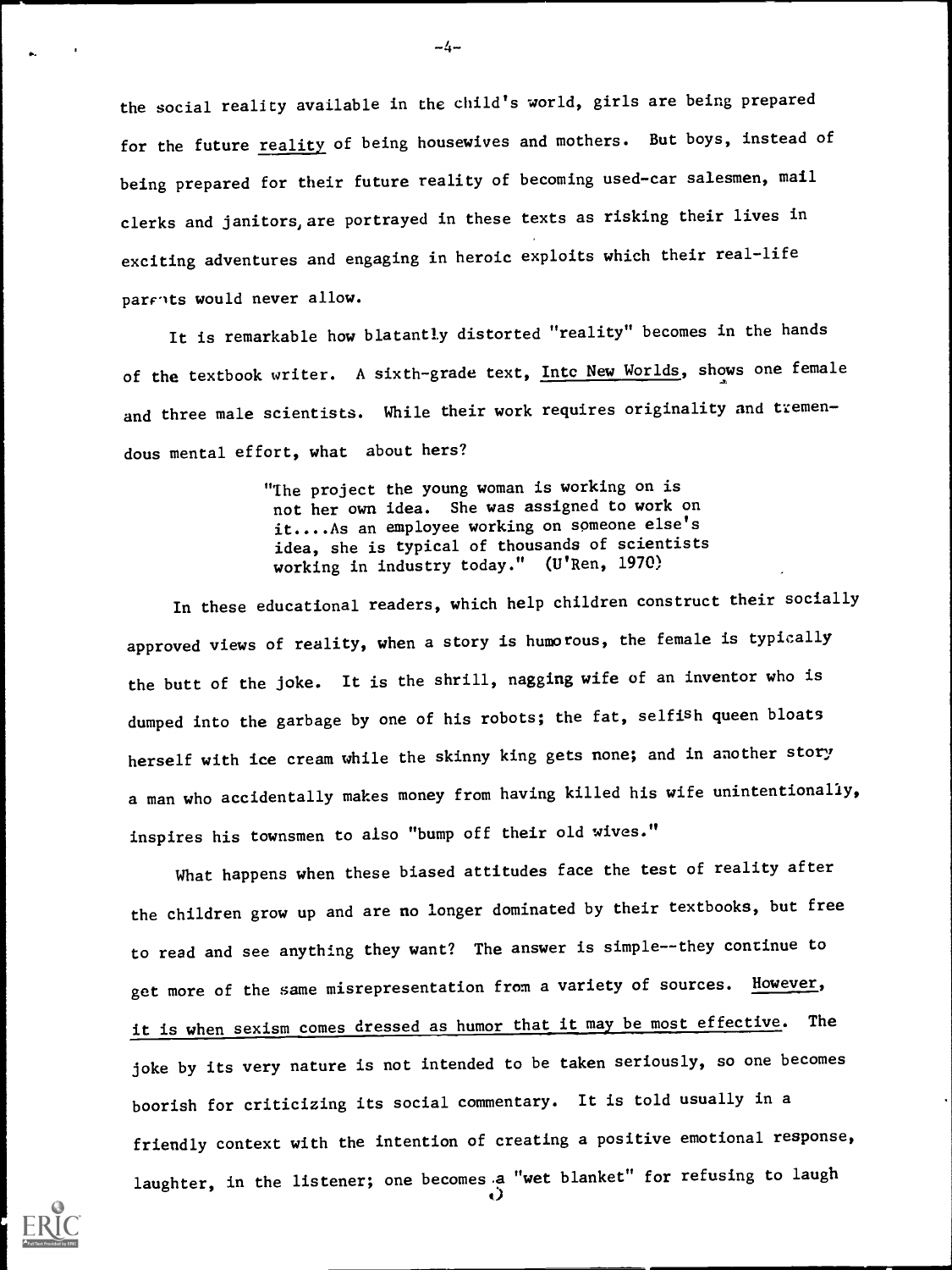the social reality available in the child's world, girls are being prepared for the future reality of being housewives and mothers. But boys, instead of being prepared for their future reality of becoming used-car salesmen, mail clerks and janitors, are portrayed in these texts as risking their lives in exciting adventures and engaging in heroic exploits which their real-life parents would never allow.

It is remarkable how blatantly distorted "reality" becomes in the hands of the textbook writer. A sixth-grade text, Into New Worlds, shows one female and three male scientists. While their work requires originality and tremendous mental effort, what about hers?

> "The project the young woman is working on is not her own idea. She was assigned to work on it....As an employee working on someone else's idea, she is typical of thousands of scientists working in industry today." (U'Ren, 1970)

In these educational readers, which help children construct their socially approved views of reality, when a story is humorous, the female is typically the butt of the joke. It is the shrill, nagging wife of an inventor who is dumped into the garbage by one of his robots; the fat, selfish queen bloats herself with ice cream while the skinny king gets none; and in another story a man who accidentally makes money from having killed his wife unintentionally, inspires his townsmen to also "bump off their old wives."

What happens when these biased attitudes face the test of reality after the children grow up and are no longer dominated by their textbooks, but free to read and see anything they want? The answer is simple--they continue to get more of the same misrepresentation from a variety of sources. However, it is when sexism comes dressed as humor that it may be most effective. The joke by its very nature is not intended to be taken seriously, so one becomes boorish for criticizing its social commentary. It is told usually in a friendly context with the intention of creating a positive emotional response, laughter, in the listener; one becomes a "wet blanket" for refusing to laugh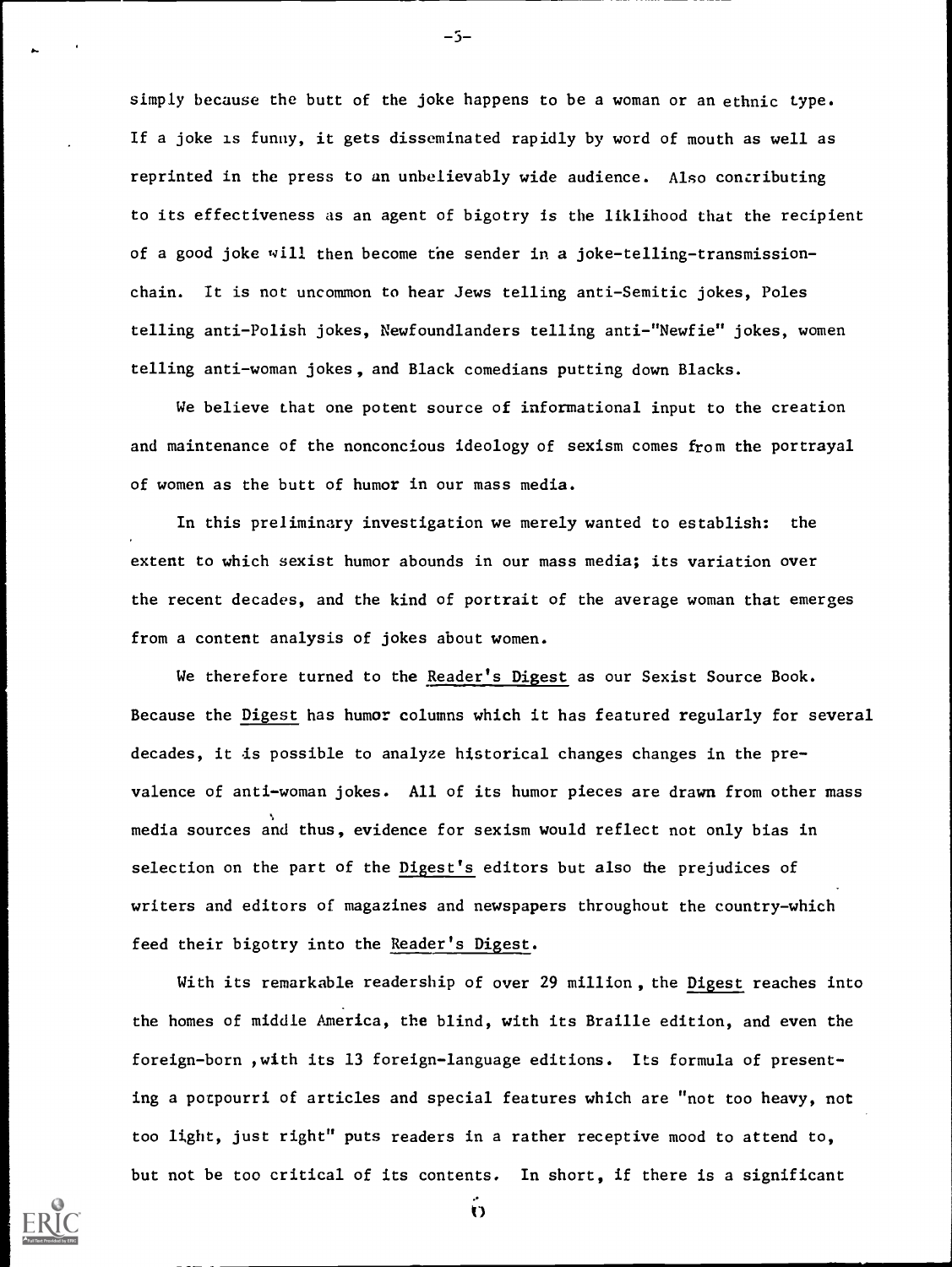simply because the butt of the joke happens to be a woman or an ethnic type. If a joke is funny, it gets disseminated rapidly by word of mouth as well as reprinted in the press to an unbelievably wide audience. Also contributing to its effectiveness as an agent of bigotry is the liklihood that the recipient of a good joke will then become the sender in a joke-telling-transmission-chain. It is not uncommon to hear Jews telling anti-Semitic jokes, Poles telling anti-Polish jokes, Newfoundlanders telling anti-"Newfie" jokes, women telling anti-woman jokes, and Black comedians putting down Blacks.

We believe that one potent source of informational input to the creation and maintenance of the nonconcious ideology of sexism comes from the portrayal of women as the butt of humor in our mass media.

In this preliminary investigation we merely wanted to establish: the extent to which sexist humor abounds in our mass media; its variation over the recent decades, and the kind of portrait of the average woman that emerges from a content analysis of jokes about women.

We therefore turned to the Reader's Digest as our Sexist Source Book. Because the Digest has humor columns which it has featured regularly for several decades, it is possible to analyze historical changes changes in the prevalence of anti-woman jokes. All of its humor pieces are drawn from other mass media sources and thus, evidence for sexism would reflect not only bias in selection on the part of the Digest's editors but also the prejudices of writers and editors of magazines and newspapers throughout the country-which feed their bigotry into the Reader's Digest.

With its remarkable readership of over 29 million, the Digest reaches into the homes of middle America, the blind, with its Braille edition, and even the foreign-born, with its 13 foreign-language editions. Its formula of presenting a potpourri of articles and special features which are "not too heavy, not too light, just right" puts readers in a rather receptive mood to attend to, but not be too critical of its contents. In short, if there is a significant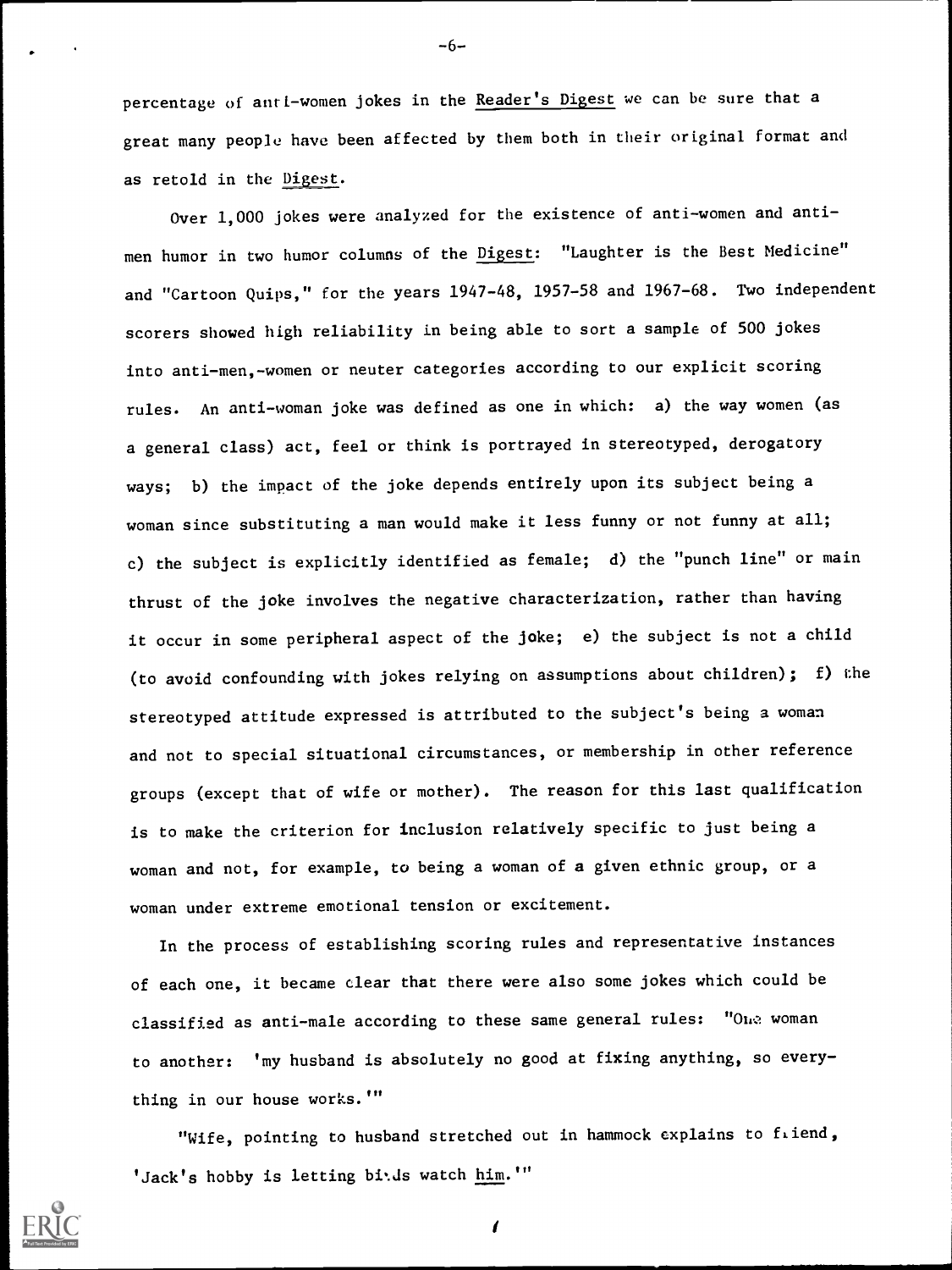percentage of anti-women jokes in the Reader's Digest we can be sure that a great many people have been affected by them both in their original format and as retold in the Digest.

Over 1,000 jokes were analyzed for the existence of anti-women and anti-men humor in two humor columns of the Digest: "Laughter is the Best Medicine" and "Cartoon Quips," for the years 1947-48, 1957-58 and 1967-68. Two independent scorers showed high reliability in being able to sort a sample of 500 jokes into anti-men,-women or neuter categories according to our explicit scoring rules. An anti-woman joke was defined as one in which: a) the way women (as a general class) act, feel or think is portrayed in stereotyped, derogatory ways; b) the impact of the joke depends entirely upon its subject being a woman since substituting a man would make it less funny or not funny at all; c) the subject is explicitly identified as female; d) the "punch line" or main thrust of the joke involves the negative characterization, rather than having it occur in some peripheral aspect of the joke; e) the subject is not a child (to avoid confounding with jokes relying on assumptions about children); f) the stereotyped attitude expressed is attributed to the subject's being a woman and not to special situational circumstances, or membership in other reference groups (except that of wife or mother). The reason for this last qualification is to make the criterion for inclusion relatively specific to just being a woman and not, for example, to being a woman of a given ethnic group, or a woman under extreme emotional tension or excitement.

In the process of establishing scoring rules and representative instances of each one, it became clear that there were also some jokes which could be classified as anti-male according to these same general rules: "One woman to another: 'my husband is absolutely no good at fixing anything, so everything in our house works.'"

"Wife, pointing to husband stretched out in hammock explains to friend, 'Jack's hobby is letting birds watch him.'"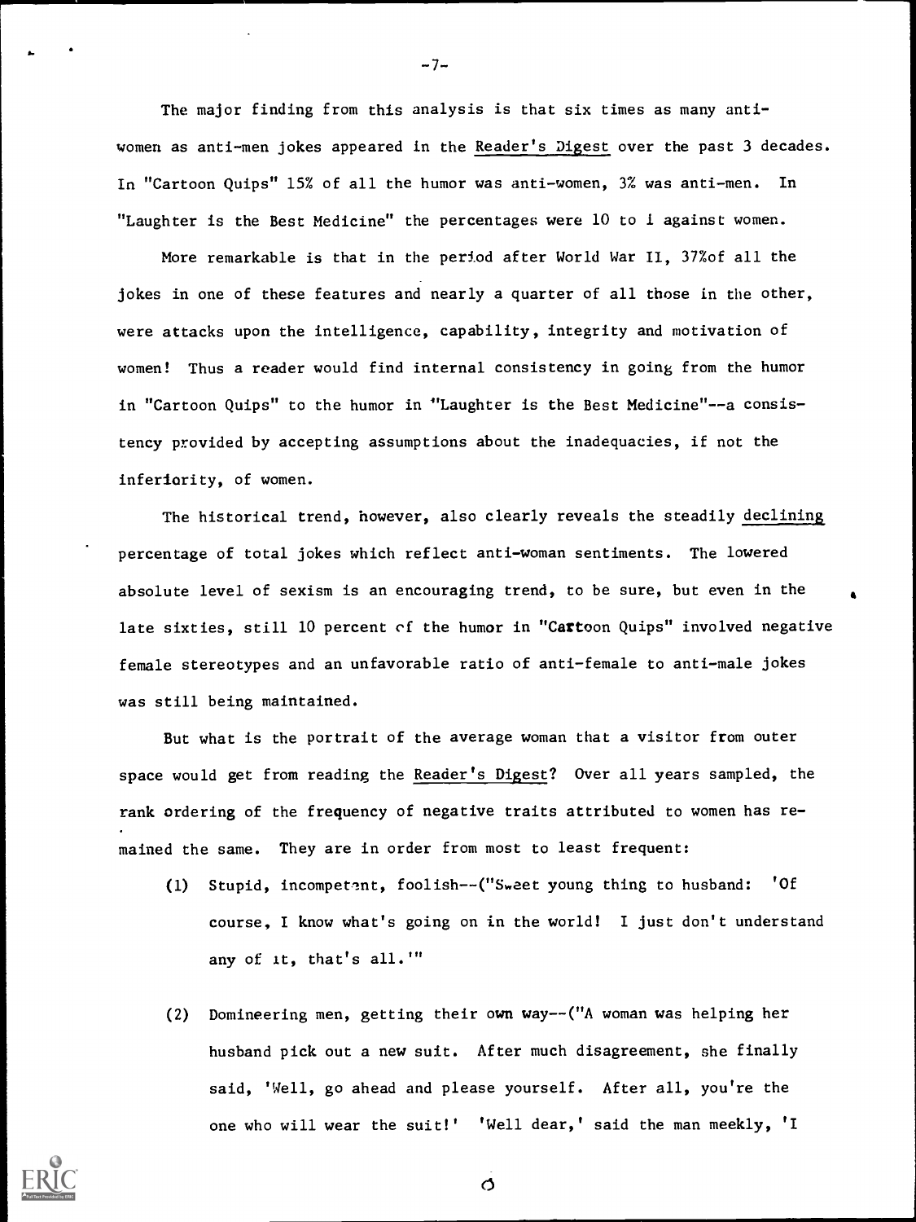The major finding from this analysis is that six times as many anti-women as anti-men jokes appeared in the Reader's Digest over the past 3 decades. In "Cartoon Quips" 15% of all the humor was anti-women, 3% was anti-men. In "Laughter is the Best Medicine" the percentages were 10 to 1 against women.

More remarkable is that in the period after World War II, 37%of all the jokes in one of these features and nearly a quarter of all those in the other, were attacks upon the intelligence, capability, integrity and motivation of women! Thus a reader would find internal consistency in going from the humor in "Cartoon Quips" to the humor in "Laughter is the Best Medicine"--a consistency provided by accepting assumptions about the inadequacies, if not the inferiority, of women.

The historical trend, however, also clearly reveals the steadily declining percentage of total jokes which reflect anti-woman sentiments. The lowered absolute level of sexism is an encouraging trend, to be sure, but even in the late sixties, still 10 percent of the humor in "Cartoon Quips" involved negative female stereotypes and an unfavorable ratio of anti-female to anti-male jokes was still being maintained.

But what is the portrait of the average woman that a visitor from outer space would get from reading the Reader's Digest? Over all years sampled, the rank ordering of the frequency of negative traits attributed to women has remained the same. They are in order from most to least frequent:

(1) Stupid, incompetent, foolish--("Sweet young thing to husband: 'Of course, I know what's going on in the world! I just don't understand any of it, that's all.'"

(2) Domineering men, getting their own way--("A woman was helping her husband pick out a new suit. After much disagreement, she finally said, 'Well, go ahead and please yourself. After all, you're the one who will wear the suit!' 'Well dear,' said the man meekly, 'I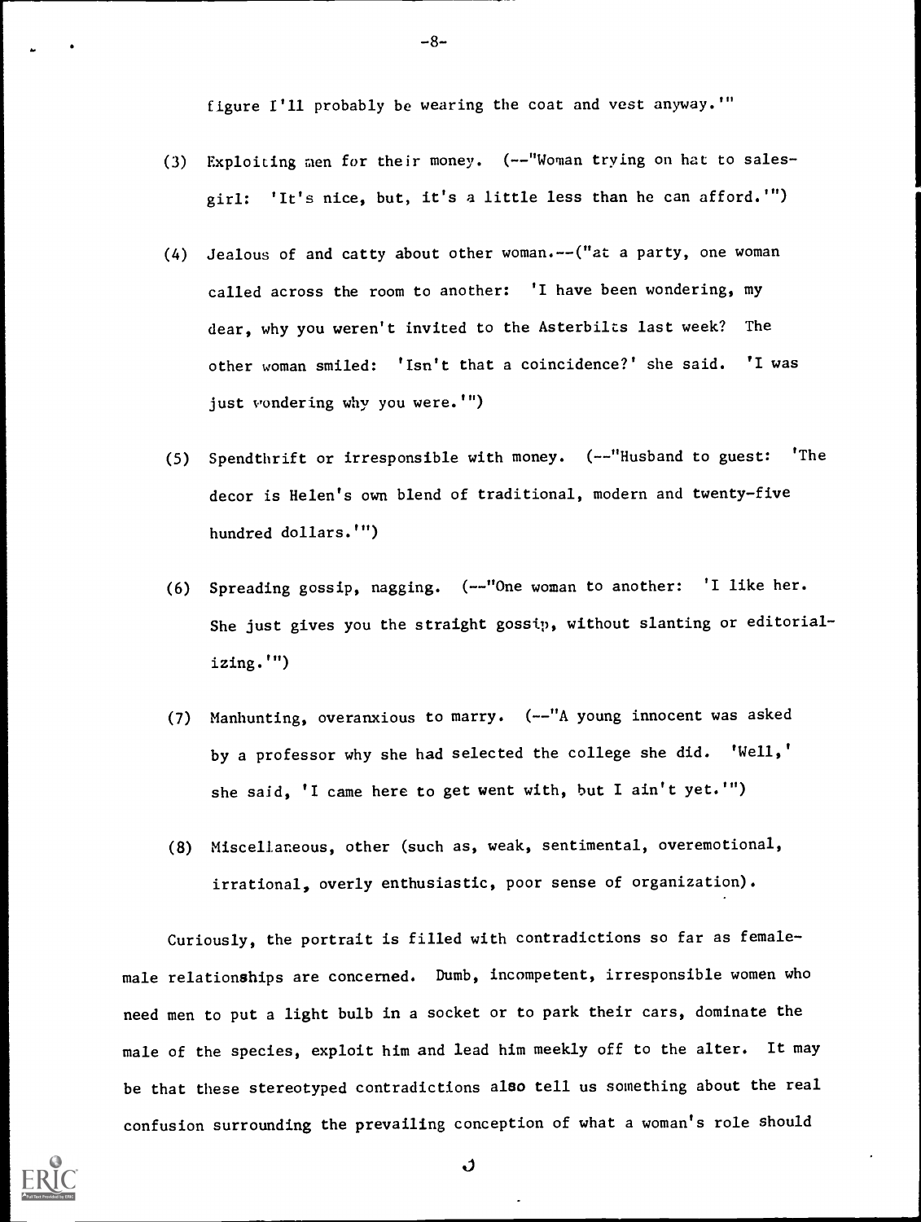figure I'll probably be wearing the coat and vest anyway.'"

(3) Exploiting men for their money. (--"Woman trying on hat to salesgirl: 'It's nice, but, it's a little less than he can afford.'")

(4) Jealous of and catty about other woman.--("at a party, one woman called across the room to another: 'I have been wondering, my dear, why you weren't invited to the Asterbilts last week? The other woman smiled: 'Isn't that a coincidence?' she said. 'I was just wondering why you were.'")

(5) Spendthrift or irresponsible with money. (--"Husband to guest: 'The decor is Helen's own blend of traditional, modern and twenty-five hundred dollars.'")

(6) Spreading gossip, nagging. (--"One woman to another: 'I like her. She just gives you the straight gossip, without slanting or editorializing.'")

(7) Manhunting, overanxious to marry. (--"A young innocent was asked by a professor why she had selected the college she did. 'Well,' she said, 'I came here to get went with, but I ain't yet.'")

(8) Miscellaneous, other (such as, weak, sentimental, overemotional, irrational, overly enthusiastic, poor sense of organization).

Curiously, the portrait is filled with contradictions so far as female-male relationships are concerned. Dumb, incompetent, irresponsible women who need men to put a light bulb in a socket or to park their cars, dominate the male of the species, exploit him and lead him meekly off to the alter. It may be that these stereotyped contradictions also tell us something about the real confusion surrounding the prevailing conception of what a woman's role should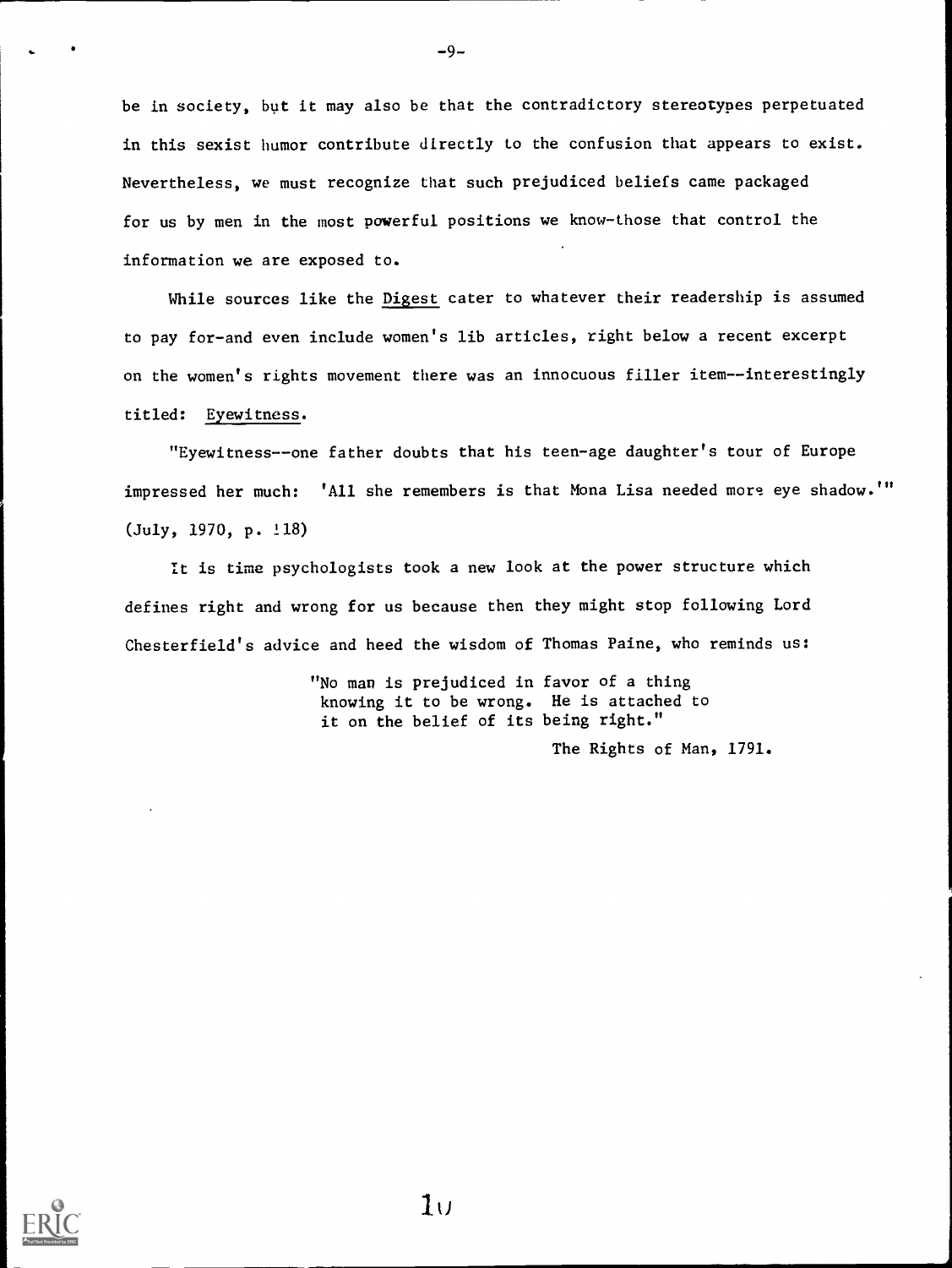be in society, but it may also be that the contradictory stereotypes perpetuated in this sexist humor contribute directly to the confusion that appears to exist. Nevertheless, we must recognize that such prejudiced beliefs came packaged for us by men in the most powerful positions we know-those that control the information we are exposed to.

While sources like the Digest cater to whatever their readership is assumed to pay for-and even include women's lib articles, right below a recent excerpt on the women's rights movement there was an innocuous filler item--interestingly titled: Eyewitness.

"Eyewitness--one father doubts that his teen-age daughter's tour of Europe impressed her much: 'All she remembers is that Mona Lisa needed more eye shadow.'" (July, 1970, p. 118)

It is time psychologists took a new look at the power structure which defines right and wrong for us because then they might stop following Lord Chesterfield's advice and heed the wisdom of Thomas Paine, who reminds us:

> "No man is prejudiced in favor of a thing knowing it to be wrong. He is attached to it on the belief of its being right."
>
> The Rights of Man, 1791.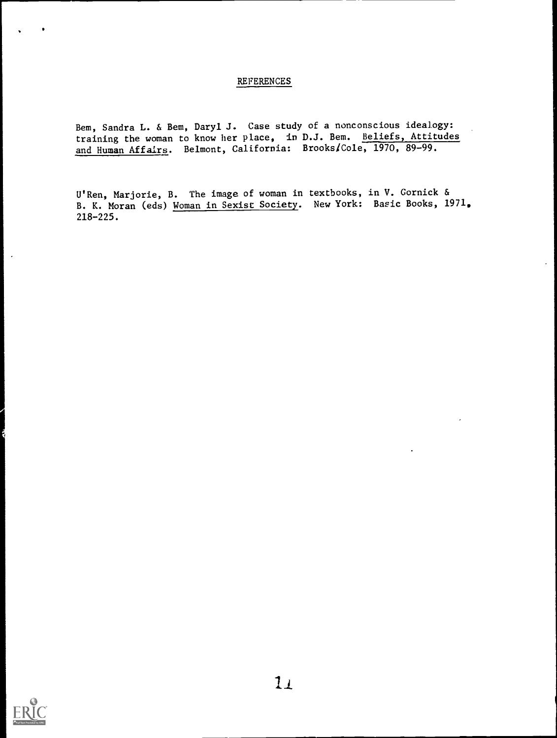# REFERENCES

Bem, Sandra L. & Bem, Daryl J. Case study of a nonconscious idealogy: training the woman to know her place, in D.J. Bem. Beliefs, Attitudes and Human Affairs. Belmont, California: Brooks/Cole, 1970, 89-99.

U'Ren, Marjorie, B. The image of woman in textbooks, in V. Gornick & B. K. Moran (eds) Woman in Sexist Society. New York: Basic Books, 1971, 218-225.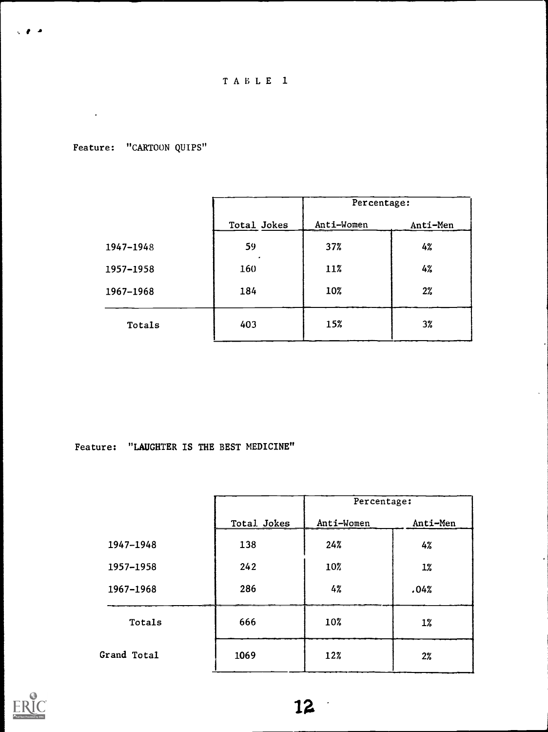# TABLE 1

Feature: "CARTOON QUIPS"

| | Total Jokes | Percentage: Anti-Women | Anti-Men |
|---|---|---|---|
| 1947-1948 | 59 | 37% | 4% |
| 1957-1958 | 160 | 11% | 4% |
| 1967-1968 | 184 | 10% | 2% |
| Totals | 403 | 15% | 3% |

Feature: "LAUGHTER IS THE BEST MEDICINE"

| | Total Jokes | Percentage: Anti-Women | Anti-Men |
|---|---|---|---|
| 1947-1948 | 138 | 24% | 4% |
| 1957-1958 | 242 | 10% | 1% |
| 1967-1968 | 286 | 4% | .04% |
| Totals | 666 | 10% | 1% |
| Grand Total | 1069 | 12% | 2% |